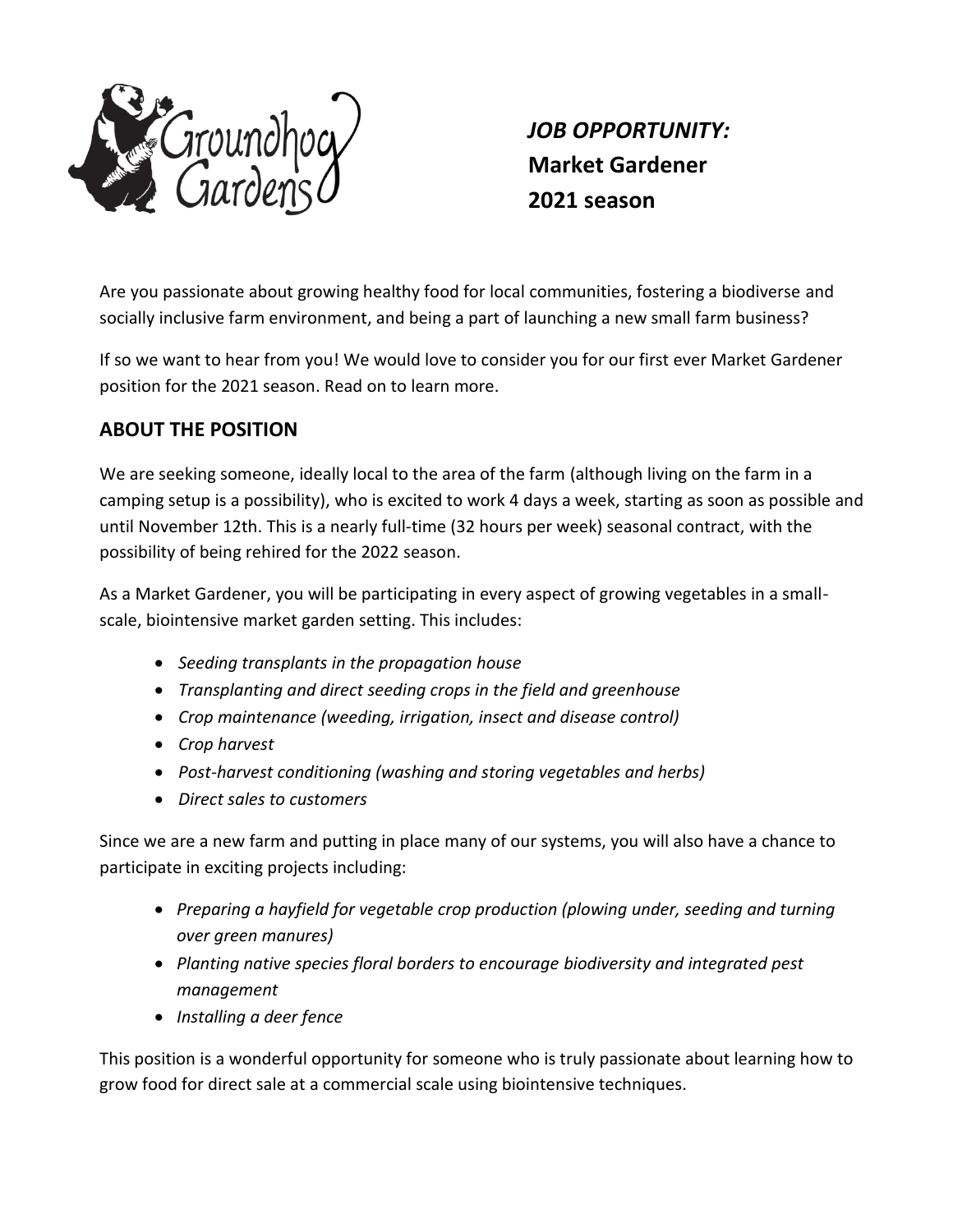Groundhog Gardens

# *JOB OPPORTUNITY:* **Market Gardener 2021 season**

Are you passionate about growing healthy food for local communities, fostering a biodiverse and socially inclusive farm environment, and being a part of launching a new small farm business?

If so we want to hear from you! We would love to consider you for our first ever Market Gardener position for the 2021 season. Read on to learn more.

## ABOUT THE POSITION

We are seeking someone, ideally local to the area of the farm (although living on the farm in a camping setup is a possibility), who is excited to work 4 days a week, starting as soon as possible and until November 12th. This is a nearly full-time (32 hours per week) seasonal contract, with the possibility of being rehired for the 2022 season.

As a Market Gardener, you will be participating in every aspect of growing vegetables in a small-scale, biointensive market garden setting. This includes:

- *Seeding transplants in the propagation house*
- *Transplanting and direct seeding crops in the field and greenhouse*
- *Crop maintenance (weeding, irrigation, insect and disease control)*
- *Crop harvest*
- *Post-harvest conditioning (washing and storing vegetables and herbs)*
- *Direct sales to customers*

Since we are a new farm and putting in place many of our systems, you will also have a chance to participate in exciting projects including:

- *Preparing a hayfield for vegetable crop production (plowing under, seeding and turning over green manures)*
- *Planting native species floral borders to encourage biodiversity and integrated pest management*
- *Installing a deer fence*

This position is a wonderful opportunity for someone who is truly passionate about learning how to grow food for direct sale at a commercial scale using biointensive techniques.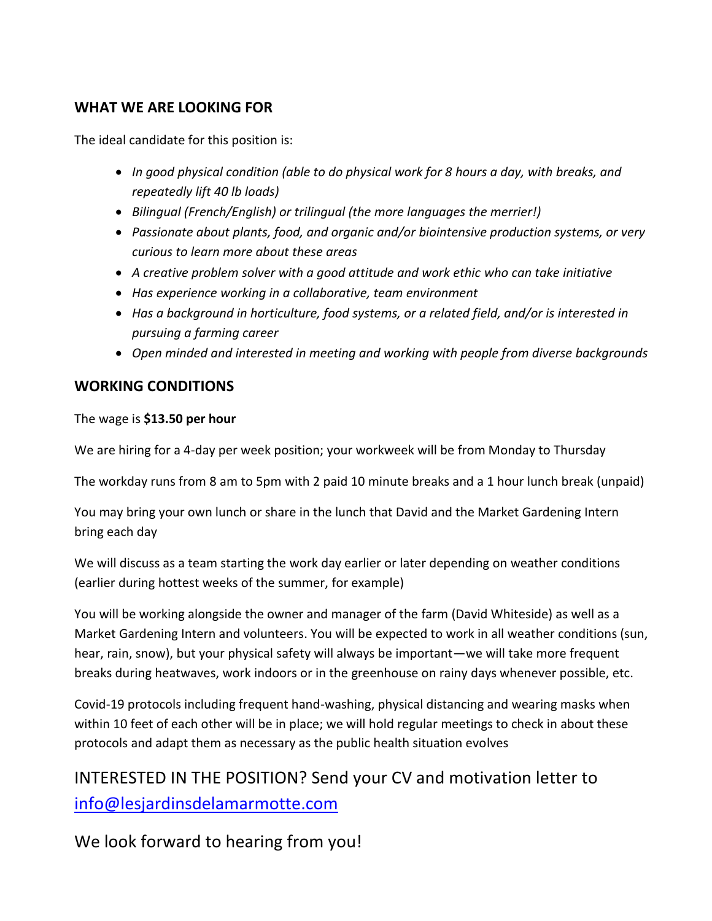## WHAT WE ARE LOOKING FOR

The ideal candidate for this position is:

- *In good physical condition (able to do physical work for 8 hours a day, with breaks, and repeatedly lift 40 lb loads)*
- *Bilingual (French/English) or trilingual (the more languages the merrier!)*
- *Passionate about plants, food, and organic and/or biointensive production systems, or very curious to learn more about these areas*
- *A creative problem solver with a good attitude and work ethic who can take initiative*
- *Has experience working in a collaborative, team environment*
- *Has a background in horticulture, food systems, or a related field, and/or is interested in pursuing a farming career*
- *Open minded and interested in meeting and working with people from diverse backgrounds*

## WORKING CONDITIONS

The wage is **$13.50 per hour**

We are hiring for a 4-day per week position; your workweek will be from Monday to Thursday

The workday runs from 8 am to 5pm with 2 paid 10 minute breaks and a 1 hour lunch break (unpaid)

You may bring your own lunch or share in the lunch that David and the Market Gardening Intern bring each day

We will discuss as a team starting the work day earlier or later depending on weather conditions (earlier during hottest weeks of the summer, for example)

You will be working alongside the owner and manager of the farm (David Whiteside) as well as a Market Gardening Intern and volunteers. You will be expected to work in all weather conditions (sun, hear, rain, snow), but your physical safety will always be important—we will take more frequent breaks during heatwaves, work indoors or in the greenhouse on rainy days whenever possible, etc.

Covid-19 protocols including frequent hand-washing, physical distancing and wearing masks when within 10 feet of each other will be in place; we will hold regular meetings to check in about these protocols and adapt them as necessary as the public health situation evolves

INTERESTED IN THE POSITION? Send your CV and motivation letter to [info@lesjardinsdelamarmotte.com](mailto:info@lesjardinsdelamarmotte.com)

We look forward to hearing from you!